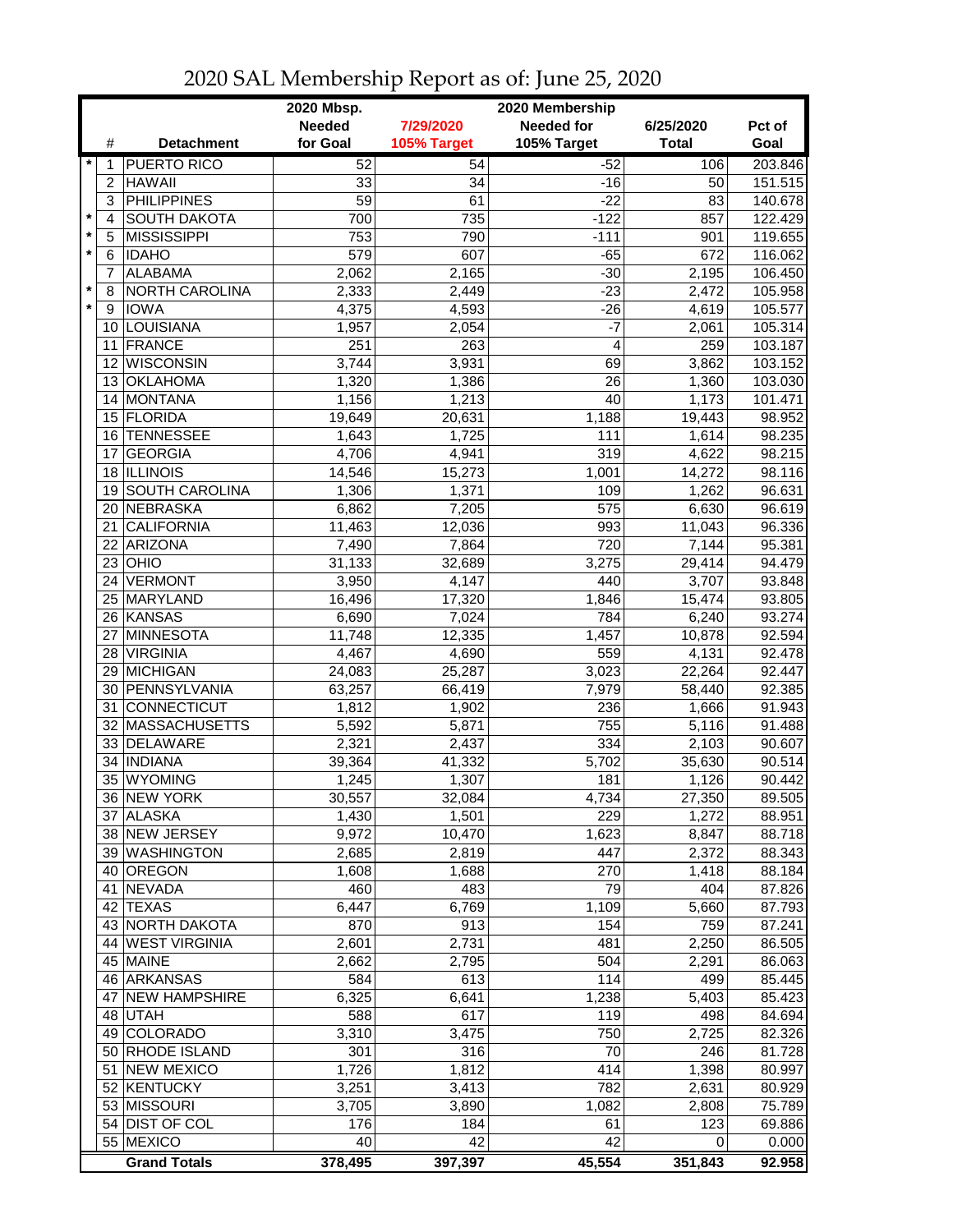# 2020 SAL Membership Report as of: June 25, 2020

| | # | Detachment | 2020 Mbsp. Needed for Goal | 7/29/2020 105% Target | 2020 Membership Needed for 105% Target | 6/25/2020 Total | Pct of Goal |
|---|---|---|---|---|---|---|---|
| * | 1 | PUERTO RICO | 52 | 54 | -52 | 106 | 203.846 |
| | 2 | HAWAII | 33 | 34 | -16 | 50 | 151.515 |
| | 3 | PHILIPPINES | 59 | 61 | -22 | 83 | 140.678 |
| * | 4 | SOUTH DAKOTA | 700 | 735 | -122 | 857 | 122.429 |
| * | 5 | MISSISSIPPI | 753 | 790 | -111 | 901 | 119.655 |
| * | 6 | IDAHO | 579 | 607 | -65 | 672 | 116.062 |
| | 7 | ALABAMA | 2,062 | 2,165 | -30 | 2,195 | 106.450 |
| * | 8 | NORTH CAROLINA | 2,333 | 2,449 | -23 | 2,472 | 105.958 |
| * | 9 | IOWA | 4,375 | 4,593 | -26 | 4,619 | 105.577 |
| | 10 | LOUISIANA | 1,957 | 2,054 | -7 | 2,061 | 105.314 |
| | 11 | FRANCE | 251 | 263 | 4 | 259 | 103.187 |
| | 12 | WISCONSIN | 3,744 | 3,931 | 69 | 3,862 | 103.152 |
| | 13 | OKLAHOMA | 1,320 | 1,386 | 26 | 1,360 | 103.030 |
| | 14 | MONTANA | 1,156 | 1,213 | 40 | 1,173 | 101.471 |
| | 15 | FLORIDA | 19,649 | 20,631 | 1,188 | 19,443 | 98.952 |
| | 16 | TENNESSEE | 1,643 | 1,725 | 111 | 1,614 | 98.235 |
| | 17 | GEORGIA | 4,706 | 4,941 | 319 | 4,622 | 98.215 |
| | 18 | ILLINOIS | 14,546 | 15,273 | 1,001 | 14,272 | 98.116 |
| | 19 | SOUTH CAROLINA | 1,306 | 1,371 | 109 | 1,262 | 96.631 |
| | 20 | NEBRASKA | 6,862 | 7,205 | 575 | 6,630 | 96.619 |
| | 21 | CALIFORNIA | 11,463 | 12,036 | 993 | 11,043 | 96.336 |
| | 22 | ARIZONA | 7,490 | 7,864 | 720 | 7,144 | 95.381 |
| | 23 | OHIO | 31,133 | 32,689 | 3,275 | 29,414 | 94.479 |
| | 24 | VERMONT | 3,950 | 4,147 | 440 | 3,707 | 93.848 |
| | 25 | MARYLAND | 16,496 | 17,320 | 1,846 | 15,474 | 93.805 |
| | 26 | KANSAS | 6,690 | 7,024 | 784 | 6,240 | 93.274 |
| | 27 | MINNESOTA | 11,748 | 12,335 | 1,457 | 10,878 | 92.594 |
| | 28 | VIRGINIA | 4,467 | 4,690 | 559 | 4,131 | 92.478 |
| | 29 | MICHIGAN | 24,083 | 25,287 | 3,023 | 22,264 | 92.447 |
| | 30 | PENNSYLVANIA | 63,257 | 66,419 | 7,979 | 58,440 | 92.385 |
| | 31 | CONNECTICUT | 1,812 | 1,902 | 236 | 1,666 | 91.943 |
| | 32 | MASSACHUSETTS | 5,592 | 5,871 | 755 | 5,116 | 91.488 |
| | 33 | DELAWARE | 2,321 | 2,437 | 334 | 2,103 | 90.607 |
| | 34 | INDIANA | 39,364 | 41,332 | 5,702 | 35,630 | 90.514 |
| | 35 | WYOMING | 1,245 | 1,307 | 181 | 1,126 | 90.442 |
| | 36 | NEW YORK | 30,557 | 32,084 | 4,734 | 27,350 | 89.505 |
| | 37 | ALASKA | 1,430 | 1,501 | 229 | 1,272 | 88.951 |
| | 38 | NEW JERSEY | 9,972 | 10,470 | 1,623 | 8,847 | 88.718 |
| | 39 | WASHINGTON | 2,685 | 2,819 | 447 | 2,372 | 88.343 |
| | 40 | OREGON | 1,608 | 1,688 | 270 | 1,418 | 88.184 |
| | 41 | NEVADA | 460 | 483 | 79 | 404 | 87.826 |
| | 42 | TEXAS | 6,447 | 6,769 | 1,109 | 5,660 | 87.793 |
| | 43 | NORTH DAKOTA | 870 | 913 | 154 | 759 | 87.241 |
| | 44 | WEST VIRGINIA | 2,601 | 2,731 | 481 | 2,250 | 86.505 |
| | 45 | MAINE | 2,662 | 2,795 | 504 | 2,291 | 86.063 |
| | 46 | ARKANSAS | 584 | 613 | 114 | 499 | 85.445 |
| | 47 | NEW HAMPSHIRE | 6,325 | 6,641 | 1,238 | 5,403 | 85.423 |
| | 48 | UTAH | 588 | 617 | 119 | 498 | 84.694 |
| | 49 | COLORADO | 3,310 | 3,475 | 750 | 2,725 | 82.326 |
| | 50 | RHODE ISLAND | 301 | 316 | 70 | 246 | 81.728 |
| | 51 | NEW MEXICO | 1,726 | 1,812 | 414 | 1,398 | 80.997 |
| | 52 | KENTUCKY | 3,251 | 3,413 | 782 | 2,631 | 80.929 |
| | 53 | MISSOURI | 3,705 | 3,890 | 1,082 | 2,808 | 75.789 |
| | 54 | DIST OF COL | 176 | 184 | 61 | 123 | 69.886 |
| | 55 | MEXICO | 40 | 42 | 42 | 0 | 0.000 |
| | | **Grand Totals** | **378,495** | **397,397** | **45,554** | **351,843** | **92.958** |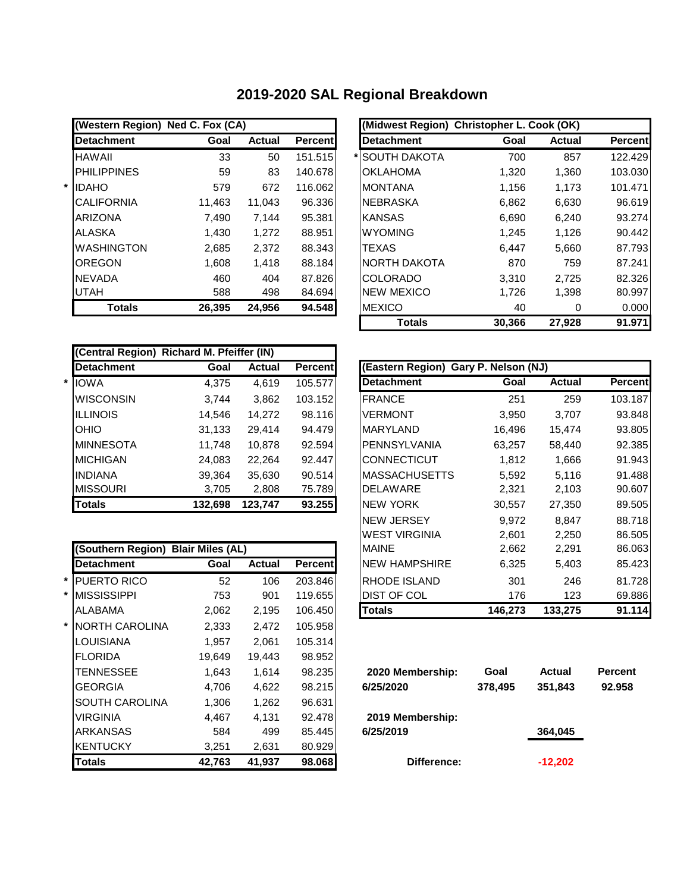# 2019-2020 SAL Regional Breakdown

| | (Western Region) Ned C. Fox (CA) | | | |
|---|---|---|---|---|
| | Detachment | Goal | Actual | Percent |
| | HAWAII | 33 | 50 | 151.515 |
| | PHILIPPINES | 59 | 83 | 140.678 |
| * | IDAHO | 579 | 672 | 116.062 |
| | CALIFORNIA | 11,463 | 11,043 | 96.336 |
| | ARIZONA | 7,490 | 7,144 | 95.381 |
| | ALASKA | 1,430 | 1,272 | 88.951 |
| | WASHINGTON | 2,685 | 2,372 | 88.343 |
| | OREGON | 1,608 | 1,418 | 88.184 |
| | NEVADA | 460 | 404 | 87.826 |
| | UTAH | 588 | 498 | 84.694 |
| | **Totals** | **26,395** | **24,956** | **94.548** |

| | (Midwest Region) Christopher L. Cook (OK) | | | |
|---|---|---|---|---|
| | Detachment | Goal | Actual | Percent |
| * | SOUTH DAKOTA | 700 | 857 | 122.429 |
| | OKLAHOMA | 1,320 | 1,360 | 103.030 |
| | MONTANA | 1,156 | 1,173 | 101.471 |
| | NEBRASKA | 6,862 | 6,630 | 96.619 |
| | KANSAS | 6,690 | 6,240 | 93.274 |
| | WYOMING | 1,245 | 1,126 | 90.442 |
| | TEXAS | 6,447 | 5,660 | 87.793 |
| | NORTH DAKOTA | 870 | 759 | 87.241 |
| | COLORADO | 3,310 | 2,725 | 82.326 |
| | NEW MEXICO | 1,726 | 1,398 | 80.997 |
| | MEXICO | 40 | 0 | 0.000 |
| | **Totals** | **30,366** | **27,928** | **91.971** |

| | (Central Region) Richard M. Pfeiffer (IN) | | | |
|---|---|---|---|---|
| | Detachment | Goal | Actual | Percent |
| * | IOWA | 4,375 | 4,619 | 105.577 |
| | WISCONSIN | 3,744 | 3,862 | 103.152 |
| | ILLINOIS | 14,546 | 14,272 | 98.116 |
| | OHIO | 31,133 | 29,414 | 94.479 |
| | MINNESOTA | 11,748 | 10,878 | 92.594 |
| | MICHIGAN | 24,083 | 22,264 | 92.447 |
| | INDIANA | 39,364 | 35,630 | 90.514 |
| | MISSOURI | 3,705 | 2,808 | 75.789 |
| | **Totals** | **132,698** | **123,747** | **93.255** |

| (Eastern Region) Gary P. Nelson (NJ) | | | |
|---|---|---|---|
| Detachment | Goal | Actual | Percent |
| FRANCE | 251 | 259 | 103.187 |
| VERMONT | 3,950 | 3,707 | 93.848 |
| MARYLAND | 16,496 | 15,474 | 93.805 |
| PENNSYLVANIA | 63,257 | 58,440 | 92.385 |
| CONNECTICUT | 1,812 | 1,666 | 91.943 |
| MASSACHUSETTS | 5,592 | 5,116 | 91.488 |
| DELAWARE | 2,321 | 2,103 | 90.607 |
| NEW YORK | 30,557 | 27,350 | 89.505 |
| NEW JERSEY | 9,972 | 8,847 | 88.718 |
| WEST VIRGINIA | 2,601 | 2,250 | 86.505 |
| MAINE | 2,662 | 2,291 | 86.063 |
| NEW HAMPSHIRE | 6,325 | 5,403 | 85.423 |
| RHODE ISLAND | 301 | 246 | 81.728 |
| DIST OF COL | 176 | 123 | 69.886 |
| **Totals** | **146,273** | **133,275** | **91.114** |

| | (Southern Region) Blair Miles (AL) | | | |
|---|---|---|---|---|
| | Detachment | Goal | Actual | Percent |
| * | PUERTO RICO | 52 | 106 | 203.846 |
| * | MISSISSIPPI | 753 | 901 | 119.655 |
| | ALABAMA | 2,062 | 2,195 | 106.450 |
| * | NORTH CAROLINA | 2,333 | 2,472 | 105.958 |
| | LOUISIANA | 1,957 | 2,061 | 105.314 |
| | FLORIDA | 19,649 | 19,443 | 98.952 |
| | TENNESSEE | 1,643 | 1,614 | 98.235 |
| | GEORGIA | 4,706 | 4,622 | 98.215 |
| | SOUTH CAROLINA | 1,306 | 1,262 | 96.631 |
| | VIRGINIA | 4,467 | 4,131 | 92.478 |
| | ARKANSAS | 584 | 499 | 85.445 |
| | KENTUCKY | 3,251 | 2,631 | 80.929 |
| | **Totals** | **42,763** | **41,937** | **98.068** |

| | Goal | Actual | Percent |
|---|---|---|---|
| **2020 Membership:** | **Goal** | **Actual** | **Percent** |
| **6/25/2020** | **378,495** | **351,843** | **92.958** |
| **2019 Membership:** | | | |
| **6/25/2019** | | **364,045** | |
| **Difference:** | | **-12,202** | |